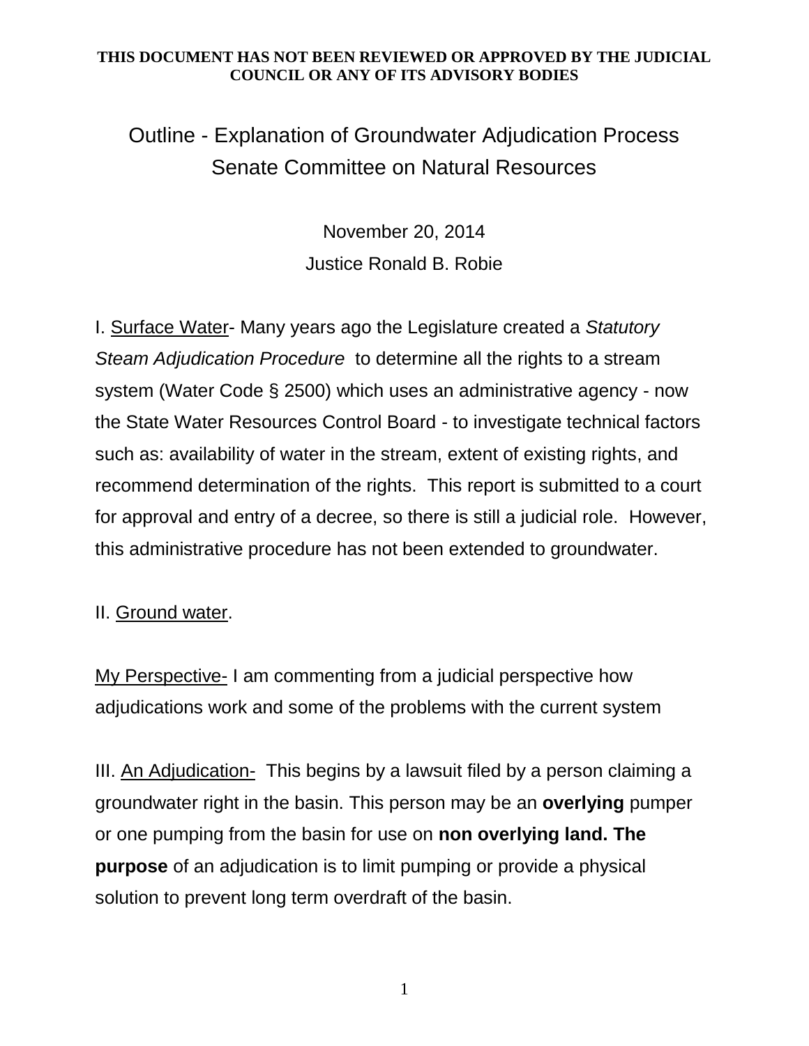**THIS DOCUMENT HAS NOT BEEN REVIEWED OR APPROVED BY THE JUDICIAL COUNCIL OR ANY OF ITS ADVISORY BODIES**

# Outline - Explanation of Groundwater Adjudication Process
## Senate Committee on Natural Resources

November 20, 2014

Justice Ronald B. Robie

I. Surface Water- Many years ago the Legislature created a *Statutory Steam Adjudication Procedure* to determine all the rights to a stream system (Water Code § 2500) which uses an administrative agency - now the State Water Resources Control Board - to investigate technical factors such as: availability of water in the stream, extent of existing rights, and recommend determination of the rights. This report is submitted to a court for approval and entry of a decree, so there is still a judicial role. However, this administrative procedure has not been extended to groundwater.

II. Ground water.

My Perspective- I am commenting from a judicial perspective how adjudications work and some of the problems with the current system

III. An Adjudication- This begins by a lawsuit filed by a person claiming a groundwater right in the basin. This person may be an **overlying** pumper or one pumping from the basin for use on **non overlying land. The purpose** of an adjudication is to limit pumping or provide a physical solution to prevent long term overdraft of the basin.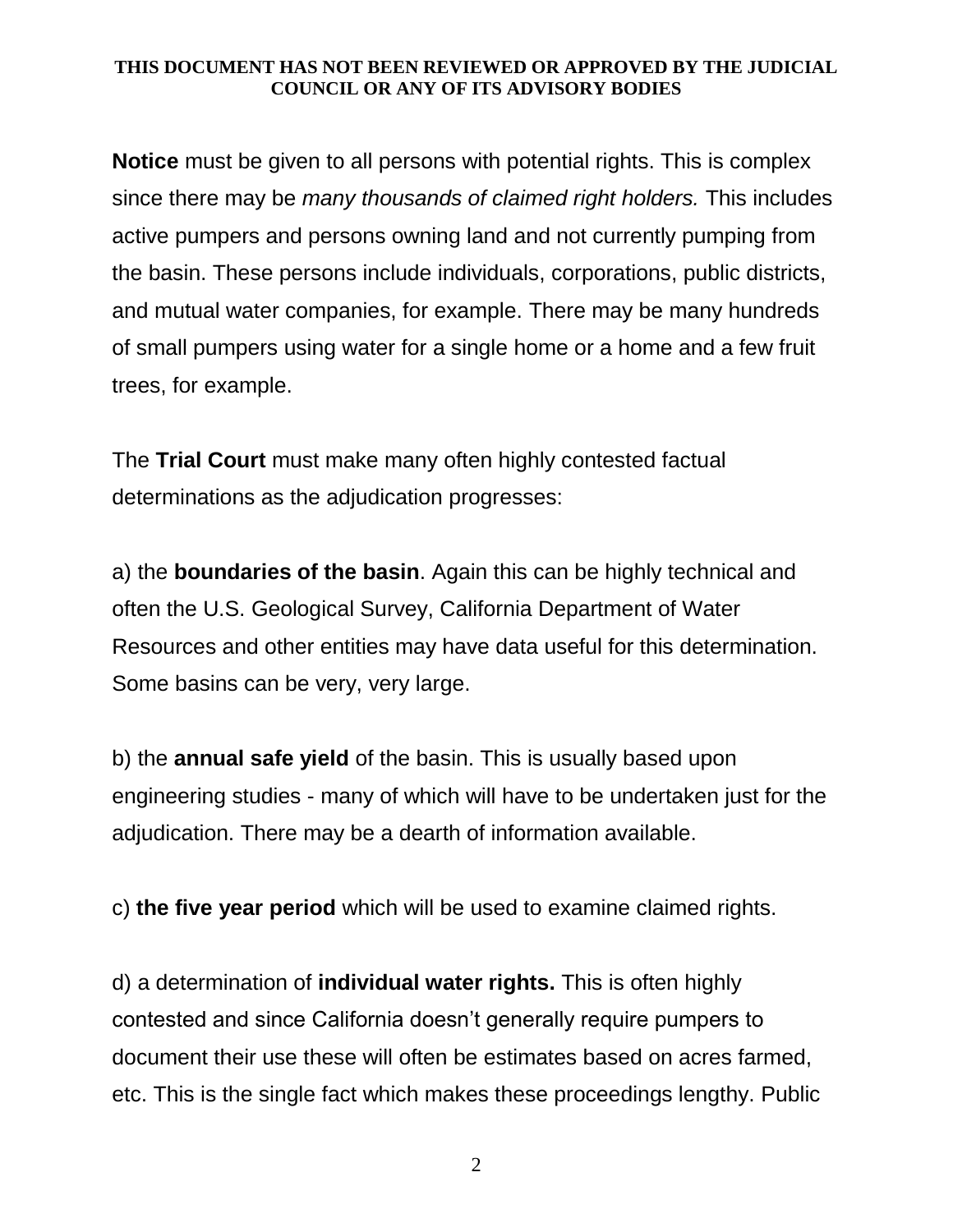**Notice** must be given to all persons with potential rights. This is complex since there may be *many thousands of claimed right holders.* This includes active pumpers and persons owning land and not currently pumping from the basin. These persons include individuals, corporations, public districts, and mutual water companies, for example. There may be many hundreds of small pumpers using water for a single home or a home and a few fruit trees, for example.

The **Trial Court** must make many often highly contested factual determinations as the adjudication progresses:

a) the **boundaries of the basin**. Again this can be highly technical and often the U.S. Geological Survey, California Department of Water Resources and other entities may have data useful for this determination. Some basins can be very, very large.

b) the **annual safe yield** of the basin. This is usually based upon engineering studies - many of which will have to be undertaken just for the adjudication. There may be a dearth of information available.

c) **the five year period** which will be used to examine claimed rights.

d) a determination of **individual water rights.** This is often highly contested and since California doesn't generally require pumpers to document their use these will often be estimates based on acres farmed, etc. This is the single fact which makes these proceedings lengthy. Public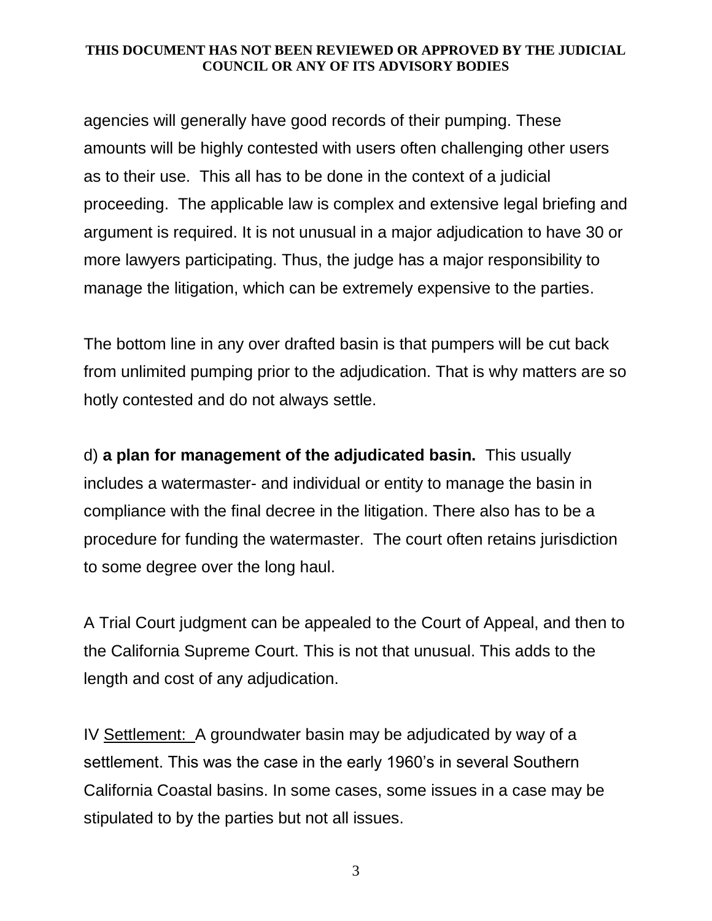agencies will generally have good records of their pumping. These amounts will be highly contested with users often challenging other users as to their use. This all has to be done in the context of a judicial proceeding. The applicable law is complex and extensive legal briefing and argument is required. It is not unusual in a major adjudication to have 30 or more lawyers participating. Thus, the judge has a major responsibility to manage the litigation, which can be extremely expensive to the parties.

The bottom line in any over drafted basin is that pumpers will be cut back from unlimited pumping prior to the adjudication. That is why matters are so hotly contested and do not always settle.

d) **a plan for management of the adjudicated basin.** This usually includes a watermaster- and individual or entity to manage the basin in compliance with the final decree in the litigation. There also has to be a procedure for funding the watermaster. The court often retains jurisdiction to some degree over the long haul.

A Trial Court judgment can be appealed to the Court of Appeal, and then to the California Supreme Court. This is not that unusual. This adds to the length and cost of any adjudication.

IV Settlement: A groundwater basin may be adjudicated by way of a settlement. This was the case in the early 1960's in several Southern California Coastal basins. In some cases, some issues in a case may be stipulated to by the parties but not all issues.